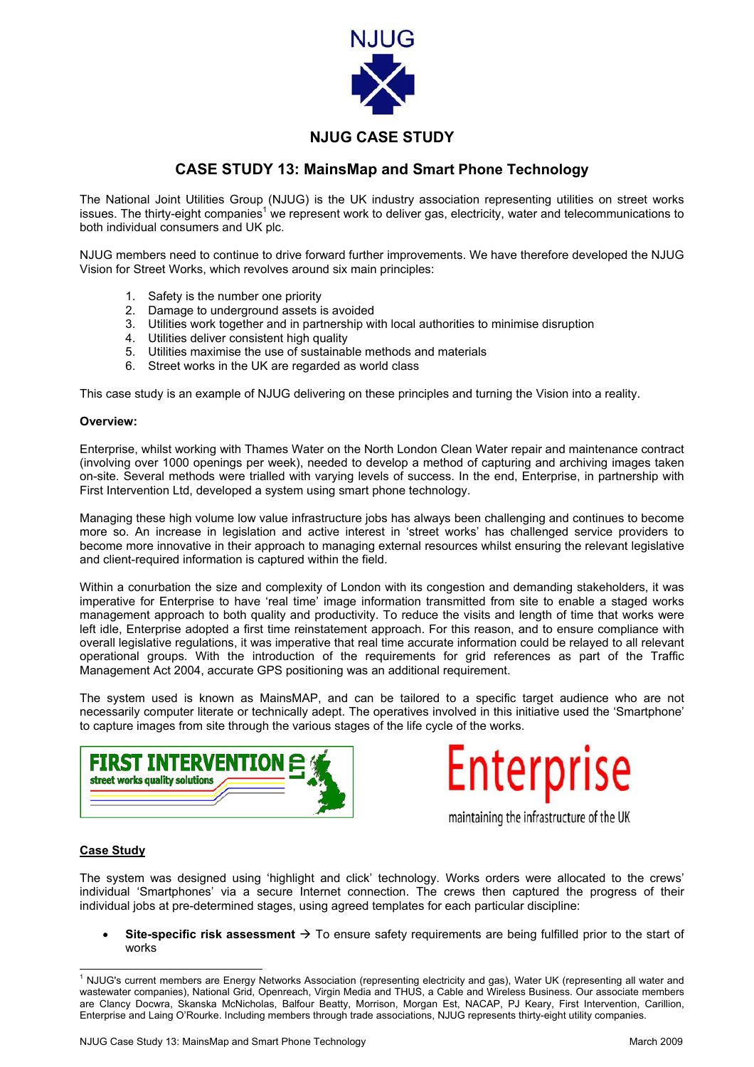# NJUG

## NJUG CASE STUDY

## CASE STUDY 13: MainsMap and Smart Phone Technology

The National Joint Utilities Group (NJUG) is the UK industry association representing utilities on street works issues. The thirty-eight companies[1] we represent work to deliver gas, electricity, water and telecommunications to both individual consumers and UK plc.

NJUG members need to continue to drive forward further improvements. We have therefore developed the NJUG Vision for Street Works, which revolves around six main principles:

1. Safety is the number one priority
2. Damage to underground assets is avoided
3. Utilities work together and in partnership with local authorities to minimise disruption
4. Utilities deliver consistent high quality
5. Utilities maximise the use of sustainable methods and materials
6. Street works in the UK are regarded as world class

This case study is an example of NJUG delivering on these principles and turning the Vision into a reality.

**Overview:**

Enterprise, whilst working with Thames Water on the North London Clean Water repair and maintenance contract (involving over 1000 openings per week), needed to develop a method of capturing and archiving images taken on-site. Several methods were trialled with varying levels of success. In the end, Enterprise, in partnership with First Intervention Ltd, developed a system using smart phone technology.

Managing these high volume low value infrastructure jobs has always been challenging and continues to become more so. An increase in legislation and active interest in 'street works' has challenged service providers to become more innovative in their approach to managing external resources whilst ensuring the relevant legislative and client-required information is captured within the field.

Within a conurbation the size and complexity of London with its congestion and demanding stakeholders, it was imperative for Enterprise to have 'real time' image information transmitted from site to enable a staged works management approach to both quality and productivity. To reduce the visits and length of time that works were left idle, Enterprise adopted a first time reinstatement approach. For this reason, and to ensure compliance with overall legislative regulations, it was imperative that real time accurate information could be relayed to all relevant operational groups. With the introduction of the requirements for grid references as part of the Traffic Management Act 2004, accurate GPS positioning was an additional requirement.

The system used is known as MainsMAP, and can be tailored to a specific target audience who are not necessarily computer literate or technically adept. The operatives involved in this initiative used the 'Smartphone' to capture images from site through the various stages of the life cycle of the works.

FIRST INTERVENTION LTD
street works quality solutions

Enterprise
maintaining the infrastructure of the UK

**Case Study**

The system was designed using 'highlight and click' technology. Works orders were allocated to the crews' individual 'Smartphones' via a secure Internet connection. The crews then captured the progress of their individual jobs at pre-determined stages, using agreed templates for each particular discipline:

- **Site-specific risk assessment** → To ensure safety requirements are being fulfilled prior to the start of works

[1] NJUG's current members are Energy Networks Association (representing electricity and gas), Water UK (representing all water and wastewater companies), National Grid, Openreach, Virgin Media and THUS, a Cable and Wireless Business. Our associate members are Clancy Docwra, Skanska McNicholas, Balfour Beatty, Morrison, Morgan Est, NACAP, PJ Keary, First Intervention, Carillion, Enterprise and Laing O'Rourke. Including members through trade associations, NJUG represents thirty-eight utility companies.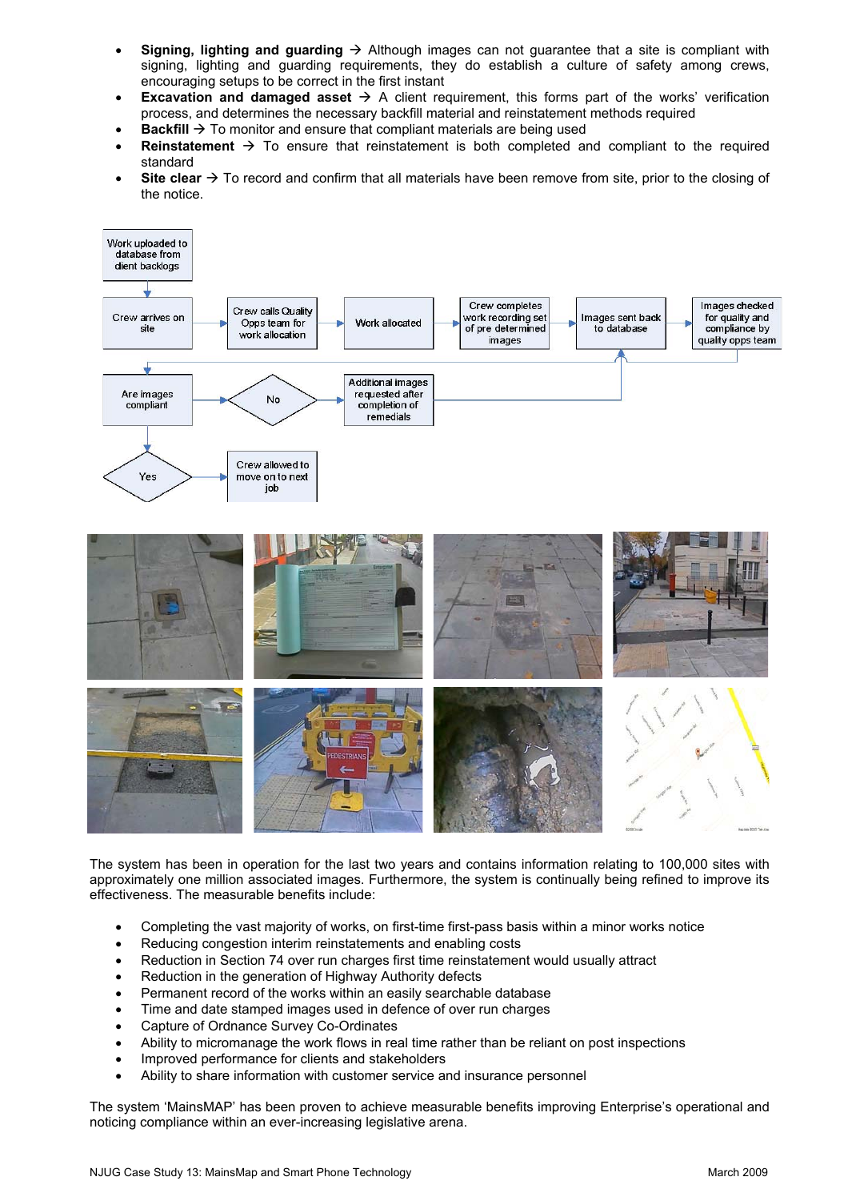- **Signing, lighting and guarding** → Although images can not guarantee that a site is compliant with signing, lighting and guarding requirements, they do establish a culture of safety among crews, encouraging setups to be correct in the first instant
- **Excavation and damaged asset** → A client requirement, this forms part of the works' verification process, and determines the necessary backfill material and reinstatement methods required
- **Backfill** → To monitor and ensure that compliant materials are being used
- **Reinstatement** → To ensure that reinstatement is both completed and compliant to the required standard
- **Site clear** → To record and confirm that all materials have been remove from site, prior to the closing of the notice.

Work uploaded to database from client backlogs

Crew arrives on site

Crew calls Quality Opps team for work allocation

Work allocated

Crew completes work recording set of pre determined images

Images sent back to database

Images checked for quality and compliance by quality opps team

Are images compliant

No

Additional images requested after completion of remedials

Yes

Crew allowed to move on to next job

The system has been in operation for the last two years and contains information relating to 100,000 sites with approximately one million associated images. Furthermore, the system is continually being refined to improve its effectiveness. The measurable benefits include:

- Completing the vast majority of works, on first-time first-pass basis within a minor works notice
- Reducing congestion interim reinstatements and enabling costs
- Reduction in Section 74 over run charges first time reinstatement would usually attract
- Reduction in the generation of Highway Authority defects
- Permanent record of the works within an easily searchable database
- Time and date stamped images used in defence of over run charges
- Capture of Ordnance Survey Co-Ordinates
- Ability to micromanage the work flows in real time rather than be reliant on post inspections
- Improved performance for clients and stakeholders
- Ability to share information with customer service and insurance personnel

The system 'MainsMAP' has been proven to achieve measurable benefits improving Enterprise's operational and noticing compliance within an ever-increasing legislative arena.